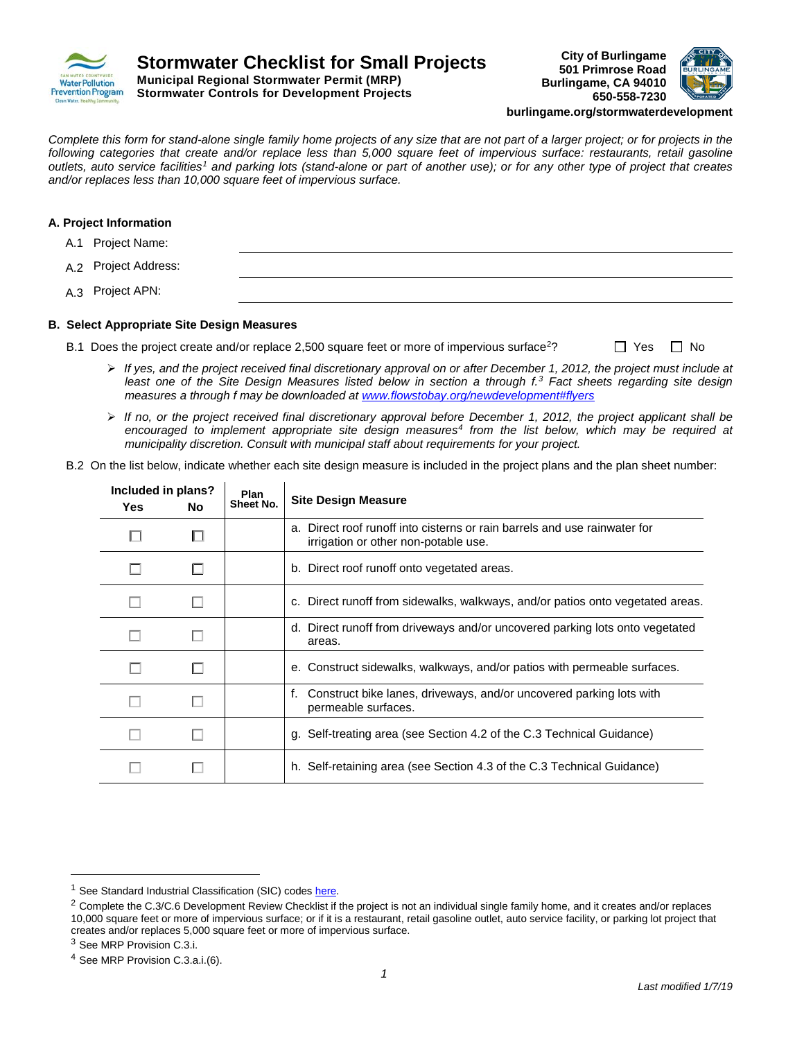# Stormwater Checklist for Small Projects

**Municipal Regional Stormwater Permit (MRP)**
**Stormwater Controls for Development Projects**

**City of Burlingame**
**501 Primrose Road**
**Burlingame, CA 94010**
**650-558-7230**
**burlingame.org/stormwaterdevelopment**

*Complete this form for stand-alone single family home projects of any size that are not part of a larger project; or for projects in the following categories that create and/or replace less than 5,000 square feet of impervious surface: restaurants, retail gasoline outlets, auto service facilities[1] and parking lots (stand-alone or part of another use); or for any other type of project that creates and/or replaces less than 10,000 square feet of impervious surface.*

## A. Project Information

A.1 Project Name: ____________________

A.2 Project Address: ____________________

A.3 Project APN: ____________________

## B. Select Appropriate Site Design Measures

B.1 Does the project create and/or replace 2,500 square feet or more of impervious surface[2]? ☐ Yes ☐ No

- *If yes, and the project received final discretionary approval on or after December 1, 2012, the project must include at least one of the Site Design Measures listed below in section a through f.[3] Fact sheets regarding site design measures a through f may be downloaded at [www.flowstobay.org/newdevelopment#flyers](www.flowstobay.org/newdevelopment#flyers)*
- *If no, or the project received final discretionary approval before December 1, 2012, the project applicant shall be encouraged to implement appropriate site design measures[4] from the list below, which may be required at municipality discretion. Consult with municipal staff about requirements for your project.*

B.2 On the list below, indicate whether each site design measure is included in the project plans and the plan sheet number:

| Included in plans? Yes | No | Plan Sheet No. | Site Design Measure |
|---|---|---|---|
| ☐ | ☐ | | a. Direct roof runoff into cisterns or rain barrels and use rainwater for irrigation or other non-potable use. |
| ☐ | ☐ | | b. Direct roof runoff onto vegetated areas. |
| ☐ | ☐ | | c. Direct runoff from sidewalks, walkways, and/or patios onto vegetated areas. |
| ☐ | ☐ | | d. Direct runoff from driveways and/or uncovered parking lots onto vegetated areas. |
| ☐ | ☐ | | e. Construct sidewalks, walkways, and/or patios with permeable surfaces. |
| ☐ | ☐ | | f. Construct bike lanes, driveways, and/or uncovered parking lots with permeable surfaces. |
| ☐ | ☐ | | g. Self-treating area (see Section 4.2 of the C.3 Technical Guidance) |
| ☐ | ☐ | | h. Self-retaining area (see Section 4.3 of the C.3 Technical Guidance) |

---

[1] See Standard Industrial Classification (SIC) codes here.

[2] Complete the C.3/C.6 Development Review Checklist if the project is not an individual single family home, and it creates and/or replaces 10,000 square feet or more of impervious surface; or if it is a restaurant, retail gasoline outlet, auto service facility, or parking lot project that creates and/or replaces 5,000 square feet or more of impervious surface.

[3] See MRP Provision C.3.i.

[4] See MRP Provision C.3.a.i.(6).

*Last modified 1/7/19*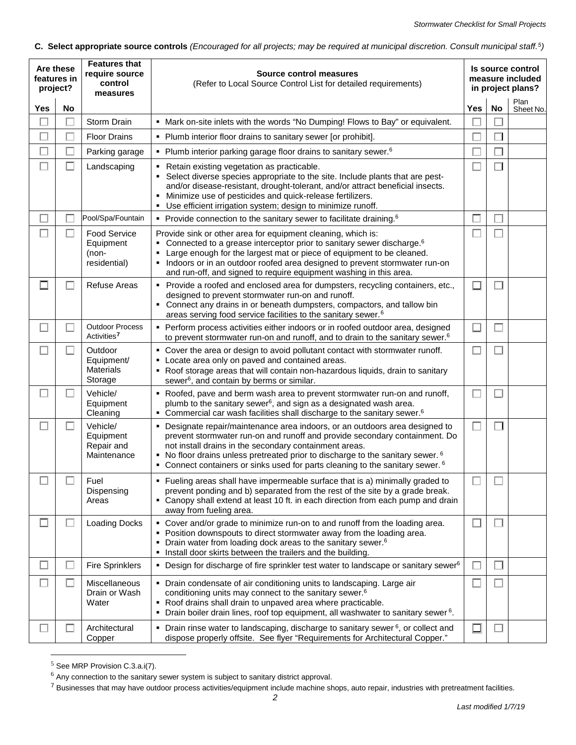**C. Select appropriate source controls** *(Encouraged for all projects; may be required at municipal discretion. Consult municipal staff.[5])*

| Are these features in project? | | Features that require source control measures | Source control measures (Refer to Local Source Control List for detailed requirements) | Is source control measure included in project plans? | | |
|---|---|---|---|---|---|---|
| Yes | No | | | Yes | No | Plan Sheet No. |
| ☐ | ☐ | Storm Drain | ▪ Mark on-site inlets with the words "No Dumping! Flows to Bay" or equivalent. | ☐ | ☐ | |
| ☐ | ☐ | Floor Drains | ▪ Plumb interior floor drains to sanitary sewer [or prohibit]. | ☐ | ☐ | |
| ☐ | ☐ | Parking garage | ▪ Plumb interior parking garage floor drains to sanitary sewer.[6] | ☐ | ☐ | |
| ☐ | ☐ | Landscaping | ▪ Retain existing vegetation as practicable.<br>▪ Select diverse species appropriate to the site. Include plants that are pest- and/or disease-resistant, drought-tolerant, and/or attract beneficial insects.<br>▪ Minimize use of pesticides and quick-release fertilizers.<br>▪ Use efficient irrigation system; design to minimize runoff. | ☐ | ☐ | |
| ☐ | ☐ | Pool/Spa/Fountain | ▪ Provide connection to the sanitary sewer to facilitate draining.[6] | ☐ | ☐ | |
| ☐ | ☐ | Food Service Equipment (non-residential) | Provide sink or other area for equipment cleaning, which is:<br>▪ Connected to a grease interceptor prior to sanitary sewer discharge.[6]<br>▪ Large enough for the largest mat or piece of equipment to be cleaned.<br>▪ Indoors or in an outdoor roofed area designed to prevent stormwater run-on and run-off, and signed to require equipment washing in this area. | ☐ | ☐ | |
| ☐ | ☐ | Refuse Areas | ▪ Provide a roofed and enclosed area for dumpsters, recycling containers, etc., designed to prevent stormwater run-on and runoff.<br>▪ Connect any drains in or beneath dumpsters, compactors, and tallow bin areas serving food service facilities to the sanitary sewer.[6] | ☐ | ☐ | |
| ☐ | ☐ | Outdoor Process Activities[7] | ▪ Perform process activities either indoors or in roofed outdoor area, designed to prevent stormwater run-on and runoff, and to drain to the sanitary sewer.[6] | ☐ | ☐ | |
| ☐ | ☐ | Outdoor Equipment/ Materials Storage | ▪ Cover the area or design to avoid pollutant contact with stormwater runoff.<br>▪ Locate area only on paved and contained areas.<br>▪ Roof storage areas that will contain non-hazardous liquids, drain to sanitary sewer[6], and contain by berms or similar. | ☐ | ☐ | |
| ☐ | ☐ | Vehicle/ Equipment Cleaning | ▪ Roofed, pave and berm wash area to prevent stormwater run-on and runoff, plumb to the sanitary sewer[6], and sign as a designated wash area.<br>▪ Commercial car wash facilities shall discharge to the sanitary sewer.[6] | ☐ | ☐ | |
| ☐ | ☐ | Vehicle/ Equipment Repair and Maintenance | ▪ Designate repair/maintenance area indoors, or an outdoors area designed to prevent stormwater run-on and runoff and provide secondary containment. Do not install drains in the secondary containment areas.<br>▪ No floor drains unless pretreated prior to discharge to the sanitary sewer.[6]<br>▪ Connect containers or sinks used for parts cleaning to the sanitary sewer.[6] | ☐ | ☐ | |
| ☐ | ☐ | Fuel Dispensing Areas | ▪ Fueling areas shall have impermeable surface that is a) minimally graded to prevent ponding and b) separated from the rest of the site by a grade break.<br>▪ Canopy shall extend at least 10 ft. in each direction from each pump and drain away from fueling area. | ☐ | ☐ | |
| ☐ | ☐ | Loading Docks | ▪ Cover and/or grade to minimize run-on to and runoff from the loading area.<br>▪ Position downspouts to direct stormwater away from the loading area.<br>▪ Drain water from loading dock areas to the sanitary sewer.[6]<br>▪ Install door skirts between the trailers and the building. | ☐ | ☐ | |
| ☐ | ☐ | Fire Sprinklers | ▪ Design for discharge of fire sprinkler test water to landscape or sanitary sewer[6] | ☐ | ☐ | |
| ☐ | ☐ | Miscellaneous Drain or Wash Water | ▪ Drain condensate of air conditioning units to landscaping. Large air conditioning units may connect to the sanitary sewer.[6]<br>▪ Roof drains shall drain to unpaved area where practicable.<br>▪ Drain boiler drain lines, roof top equipment, all washwater to sanitary sewer[6]. | ☐ | ☐ | |
| ☐ | ☐ | Architectural Copper | ▪ Drain rinse water to landscaping, discharge to sanitary sewer[6], or collect and dispose properly offsite. See flyer "Requirements for Architectural Copper." | ☐ | ☐ | |

[5] See MRP Provision C.3.a.i(7).

[6] Any connection to the sanitary sewer system is subject to sanitary district approval.

[7] Businesses that may have outdoor process activities/equipment include machine shops, auto repair, industries with pretreatment facilities.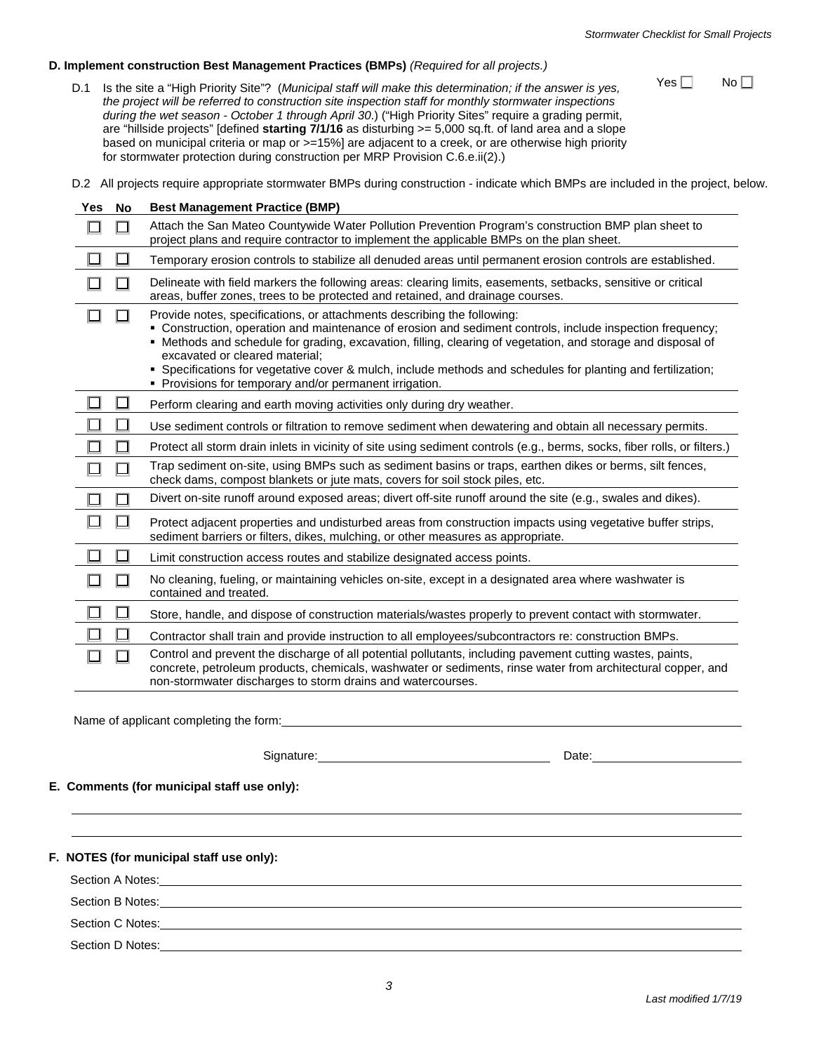### D. Implement construction Best Management Practices (BMPs) *(Required for all projects.)*

D.1 Is the site a "High Priority Site"? (*Municipal staff will make this determination; if the answer is yes, the project will be referred to construction site inspection staff for monthly stormwater inspections during the wet season - October 1 through April 30.*) ("High Priority Sites" require a grading permit, are "hillside projects" [defined **starting 7/1/16** as disturbing >= 5,000 sq.ft. of land area and a slope based on municipal criteria or map or >=15%] are adjacent to a creek, or are otherwise high priority for stormwater protection during construction per MRP Provision C.6.e.ii(2).) Yes ☐ No ☐

D.2 All projects require appropriate stormwater BMPs during construction - indicate which BMPs are included in the project, below.

| Yes | No | Best Management Practice (BMP) |
|---|---|---|
| ☐ | ☐ | Attach the San Mateo Countywide Water Pollution Prevention Program's construction BMP plan sheet to project plans and require contractor to implement the applicable BMPs on the plan sheet. |
| ☐ | ☐ | Temporary erosion controls to stabilize all denuded areas until permanent erosion controls are established. |
| ☐ | ☐ | Delineate with field markers the following areas: clearing limits, easements, setbacks, sensitive or critical areas, buffer zones, trees to be protected and retained, and drainage courses. |
| ☐ | ☐ | Provide notes, specifications, or attachments describing the following:<br>▪ Construction, operation and maintenance of erosion and sediment controls, include inspection frequency;<br>▪ Methods and schedule for grading, excavation, filling, clearing of vegetation, and storage and disposal of excavated or cleared material;<br>▪ Specifications for vegetative cover & mulch, include methods and schedules for planting and fertilization;<br>▪ Provisions for temporary and/or permanent irrigation. |
| ☐ | ☐ | Perform clearing and earth moving activities only during dry weather. |
| ☐ | ☐ | Use sediment controls or filtration to remove sediment when dewatering and obtain all necessary permits. |
| ☐ | ☐ | Protect all storm drain inlets in vicinity of site using sediment controls (e.g., berms, socks, fiber rolls, or filters.) |
| ☐ | ☐ | Trap sediment on-site, using BMPs such as sediment basins or traps, earthen dikes or berms, silt fences, check dams, compost blankets or jute mats, covers for soil stock piles, etc. |
| ☐ | ☐ | Divert on-site runoff around exposed areas; divert off-site runoff around the site (e.g., swales and dikes). |
| ☐ | ☐ | Protect adjacent properties and undisturbed areas from construction impacts using vegetative buffer strips, sediment barriers or filters, dikes, mulching, or other measures as appropriate. |
| ☐ | ☐ | Limit construction access routes and stabilize designated access points. |
| ☐ | ☐ | No cleaning, fueling, or maintaining vehicles on-site, except in a designated area where washwater is contained and treated. |
| ☐ | ☐ | Store, handle, and dispose of construction materials/wastes properly to prevent contact with stormwater. |
| ☐ | ☐ | Contractor shall train and provide instruction to all employees/subcontractors re: construction BMPs. |
| ☐ | ☐ | Control and prevent the discharge of all potential pollutants, including pavement cutting wastes, paints, concrete, petroleum products, chemicals, washwater or sediments, rinse water from architectural copper, and non-stormwater discharges to storm drains and watercourses. |

Name of applicant completing the form: ______________________________

Signature: ______________________ Date: ______________

### E. Comments (for municipal staff use only):

______________________________

______________________________

### F. NOTES (for municipal staff use only):

Section A Notes: ______________________________

Section B Notes: ______________________________

Section C Notes: ______________________________

Section D Notes: ______________________________